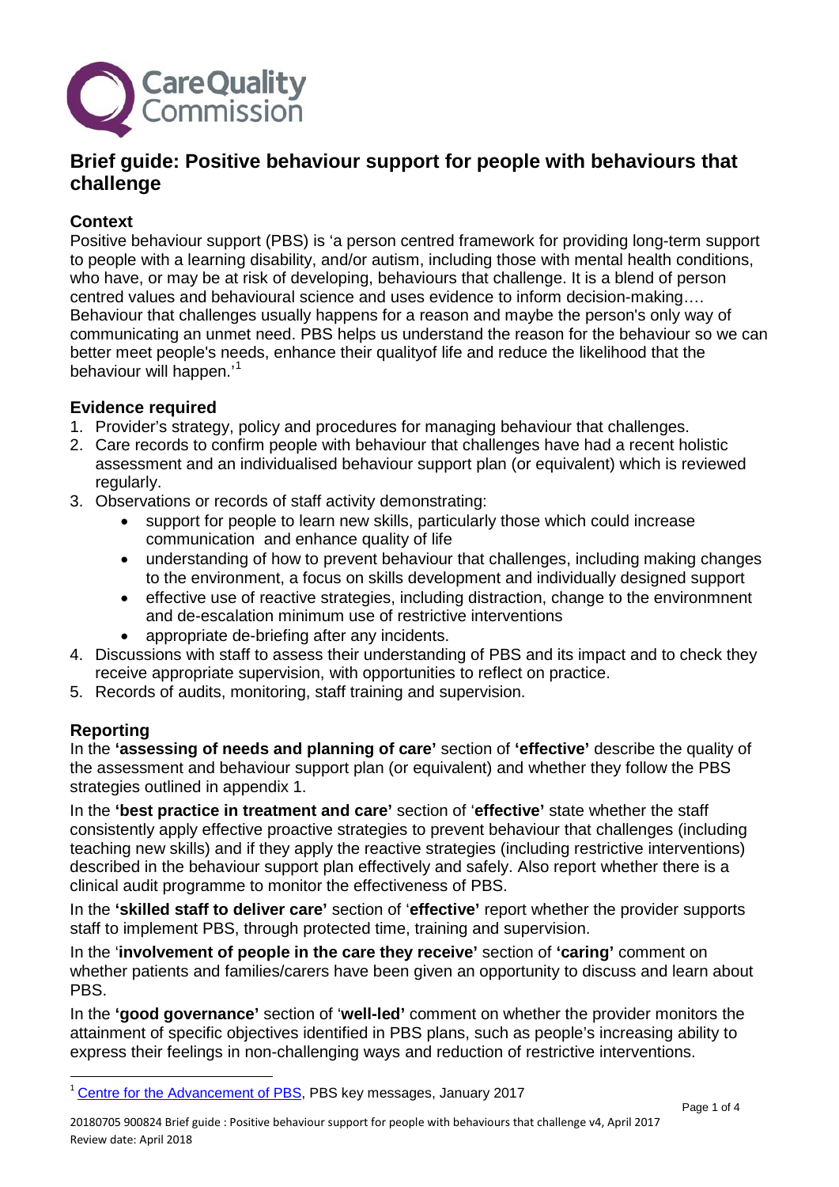# Brief guide: Positive behaviour support for people with behaviours that challenge

## Context

Positive behaviour support (PBS) is 'a person centred framework for providing long-term support to people with a learning disability, and/or autism, including those with mental health conditions, who have, or may be at risk of developing, behaviours that challenge. It is a blend of person centred values and behavioural science and uses evidence to inform decision-making…. Behaviour that challenges usually happens for a reason and maybe the person's only way of communicating an unmet need. PBS helps us understand the reason for the behaviour so we can better meet people's needs, enhance their qualityof life and reduce the likelihood that the behaviour will happen.'[1]

## Evidence required

1. Provider's strategy, policy and procedures for managing behaviour that challenges.
2. Care records to confirm people with behaviour that challenges have had a recent holistic assessment and an individualised behaviour support plan (or equivalent) which is reviewed regularly.
3. Observations or records of staff activity demonstrating:
    - support for people to learn new skills, particularly those which could increase communication and enhance quality of life
    - understanding of how to prevent behaviour that challenges, including making changes to the environment, a focus on skills development and individually designed support
    - effective use of reactive strategies, including distraction, change to the environmnent and de-escalation minimum use of restrictive interventions
    - appropriate de-briefing after any incidents.
4. Discussions with staff to assess their understanding of PBS and its impact and to check they receive appropriate supervision, with opportunities to reflect on practice.
5. Records of audits, monitoring, staff training and supervision.

## Reporting

In the **'assessing of needs and planning of care'** section of **'effective'** describe the quality of the assessment and behaviour support plan (or equivalent) and whether they follow the PBS strategies outlined in appendix 1.

In the **'best practice in treatment and care'** section of '**effective'** state whether the staff consistently apply effective proactive strategies to prevent behaviour that challenges (including teaching new skills) and if they apply the reactive strategies (including restrictive interventions) described in the behaviour support plan effectively and safely. Also report whether there is a clinical audit programme to monitor the effectiveness of PBS.

In the **'skilled staff to deliver care'** section of '**effective'** report whether the provider supports staff to implement PBS, through protected time, training and supervision.

In the '**involvement of people in the care they receive'** section of **'caring'** comment on whether patients and families/carers have been given an opportunity to discuss and learn about PBS.

In the **'good governance'** section of '**well-led'** comment on whether the provider monitors the attainment of specific objectives identified in PBS plans, such as people's increasing ability to express their feelings in non-challenging ways and reduction of restrictive interventions.

---

[1] Centre for the Advancement of PBS, PBS key messages, January 2017

20180705 900824 Brief guide : Positive behaviour support for people with behaviours that challenge v4, April 2017
Review date: April 2018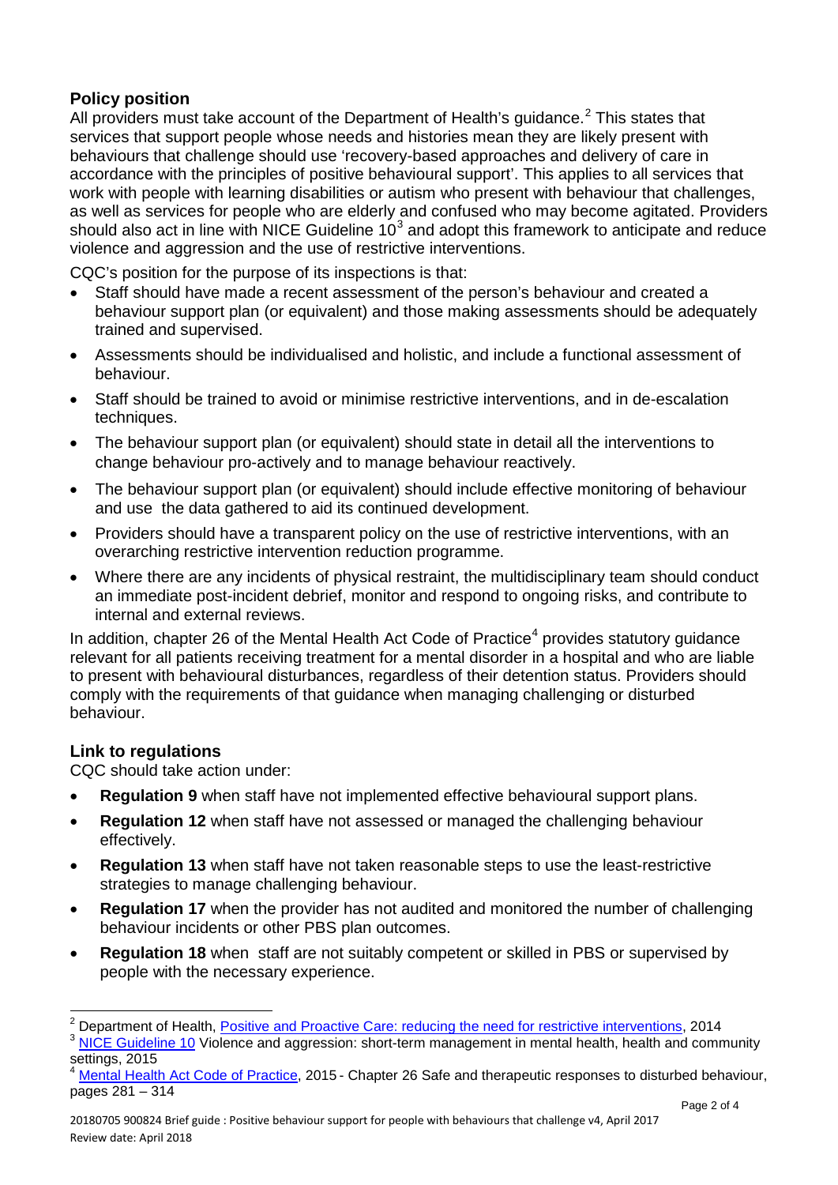## Policy position

All providers must take account of the Department of Health's guidance.[2] This states that services that support people whose needs and histories mean they are likely present with behaviours that challenge should use 'recovery-based approaches and delivery of care in accordance with the principles of positive behavioural support'. This applies to all services that work with people with learning disabilities or autism who present with behaviour that challenges, as well as services for people who are elderly and confused who may become agitated. Providers should also act in line with NICE Guideline 10[3] and adopt this framework to anticipate and reduce violence and aggression and the use of restrictive interventions.

CQC's position for the purpose of its inspections is that:

- Staff should have made a recent assessment of the person's behaviour and created a behaviour support plan (or equivalent) and those making assessments should be adequately trained and supervised.
- Assessments should be individualised and holistic, and include a functional assessment of behaviour.
- Staff should be trained to avoid or minimise restrictive interventions, and in de-escalation techniques.
- The behaviour support plan (or equivalent) should state in detail all the interventions to change behaviour pro-actively and to manage behaviour reactively.
- The behaviour support plan (or equivalent) should include effective monitoring of behaviour and use the data gathered to aid its continued development.
- Providers should have a transparent policy on the use of restrictive interventions, with an overarching restrictive intervention reduction programme.
- Where there are any incidents of physical restraint, the multidisciplinary team should conduct an immediate post-incident debrief, monitor and respond to ongoing risks, and contribute to internal and external reviews.

In addition, chapter 26 of the Mental Health Act Code of Practice[4] provides statutory guidance relevant for all patients receiving treatment for a mental disorder in a hospital and who are liable to present with behavioural disturbances, regardless of their detention status. Providers should comply with the requirements of that guidance when managing challenging or disturbed behaviour.

## Link to regulations

CQC should take action under:

- **Regulation 9** when staff have not implemented effective behavioural support plans.
- **Regulation 12** when staff have not assessed or managed the challenging behaviour effectively.
- **Regulation 13** when staff have not taken reasonable steps to use the least-restrictive strategies to manage challenging behaviour.
- **Regulation 17** when the provider has not audited and monitored the number of challenging behaviour incidents or other PBS plan outcomes.
- **Regulation 18** when staff are not suitably competent or skilled in PBS or supervised by people with the necessary experience.

---

[2] Department of Health, Positive and Proactive Care: reducing the need for restrictive interventions, 2014

[3] NICE Guideline 10 Violence and aggression: short-term management in mental health, health and community settings, 2015

[4] Mental Health Act Code of Practice, 2015 - Chapter 26 Safe and therapeutic responses to disturbed behaviour, pages 281 – 314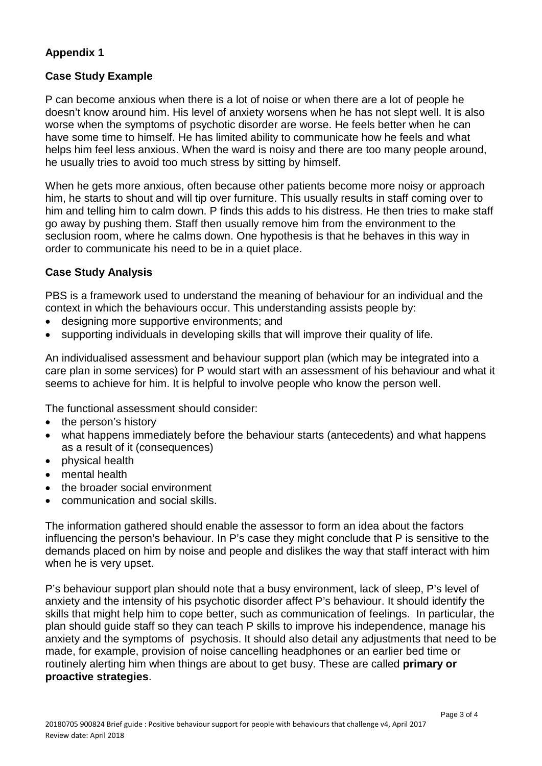## Appendix 1

### Case Study Example

P can become anxious when there is a lot of noise or when there are a lot of people he doesn't know around him. His level of anxiety worsens when he has not slept well. It is also worse when the symptoms of psychotic disorder are worse. He feels better when he can have some time to himself. He has limited ability to communicate how he feels and what helps him feel less anxious. When the ward is noisy and there are too many people around, he usually tries to avoid too much stress by sitting by himself.

When he gets more anxious, often because other patients become more noisy or approach him, he starts to shout and will tip over furniture. This usually results in staff coming over to him and telling him to calm down. P finds this adds to his distress. He then tries to make staff go away by pushing them. Staff then usually remove him from the environment to the seclusion room, where he calms down. One hypothesis is that he behaves in this way in order to communicate his need to be in a quiet place.

### Case Study Analysis

PBS is a framework used to understand the meaning of behaviour for an individual and the context in which the behaviours occur. This understanding assists people by:

- designing more supportive environments; and
- supporting individuals in developing skills that will improve their quality of life.

An individualised assessment and behaviour support plan (which may be integrated into a care plan in some services) for P would start with an assessment of his behaviour and what it seems to achieve for him. It is helpful to involve people who know the person well.

The functional assessment should consider:

- the person's history
- what happens immediately before the behaviour starts (antecedents) and what happens as a result of it (consequences)
- physical health
- mental health
- the broader social environment
- communication and social skills.

The information gathered should enable the assessor to form an idea about the factors influencing the person's behaviour. In P's case they might conclude that P is sensitive to the demands placed on him by noise and people and dislikes the way that staff interact with him when he is very upset.

P's behaviour support plan should note that a busy environment, lack of sleep, P's level of anxiety and the intensity of his psychotic disorder affect P's behaviour. It should identify the skills that might help him to cope better, such as communication of feelings. In particular, the plan should guide staff so they can teach P skills to improve his independence, manage his anxiety and the symptoms of psychosis. It should also detail any adjustments that need to be made, for example, provision of noise cancelling headphones or an earlier bed time or routinely alerting him when things are about to get busy. These are called **primary or proactive strategies**.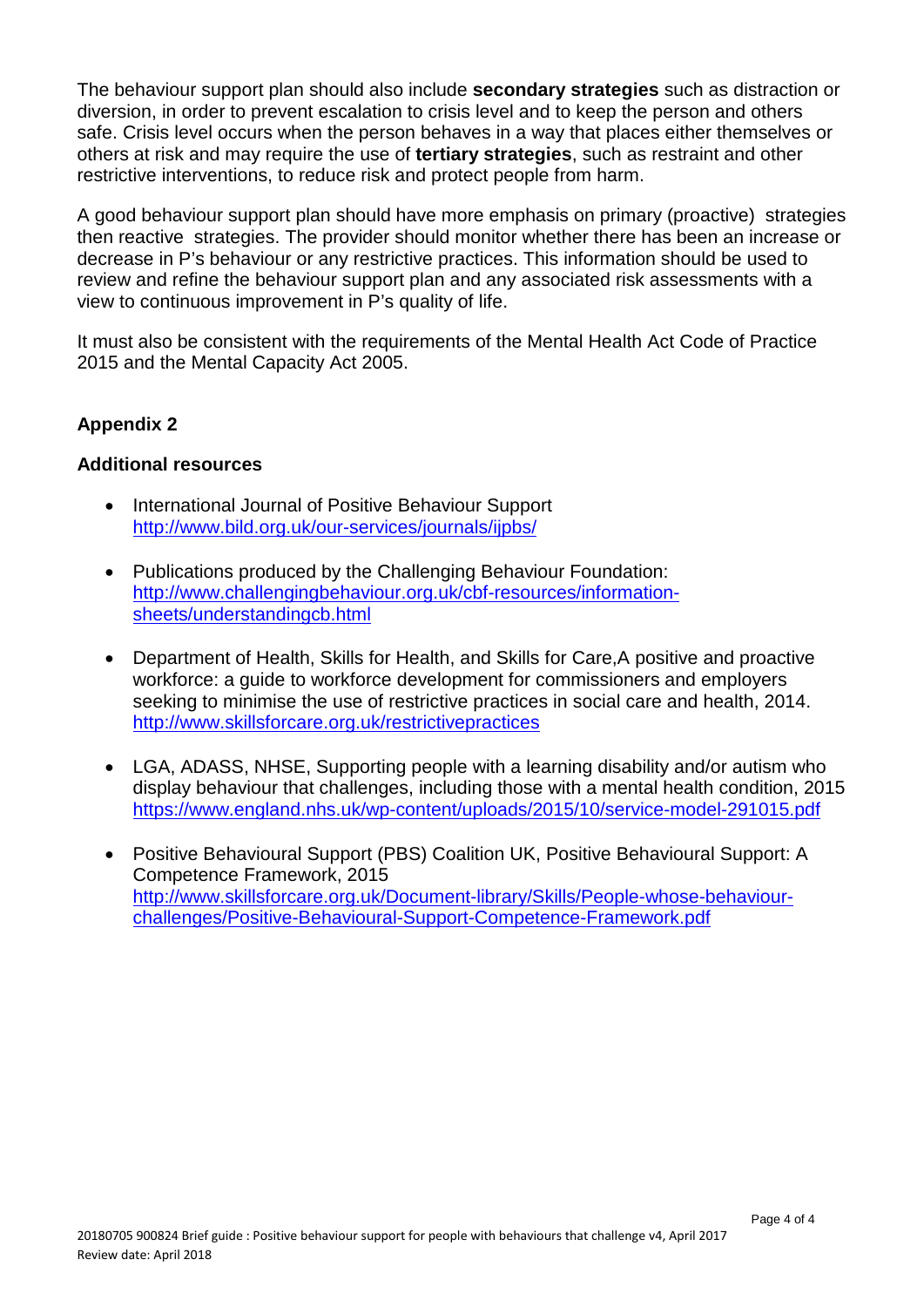The behaviour support plan should also include **secondary strategies** such as distraction or diversion, in order to prevent escalation to crisis level and to keep the person and others safe. Crisis level occurs when the person behaves in a way that places either themselves or others at risk and may require the use of **tertiary strategies**, such as restraint and other restrictive interventions, to reduce risk and protect people from harm.

A good behaviour support plan should have more emphasis on primary (proactive) strategies then reactive strategies. The provider should monitor whether there has been an increase or decrease in P's behaviour or any restrictive practices. This information should be used to review and refine the behaviour support plan and any associated risk assessments with a view to continuous improvement in P's quality of life.

It must also be consistent with the requirements of the Mental Health Act Code of Practice 2015 and the Mental Capacity Act 2005.

## Appendix 2

### Additional resources

- International Journal of Positive Behaviour Support
  http://www.bild.org.uk/our-services/journals/ijpbs/
- Publications produced by the Challenging Behaviour Foundation:
  http://www.challengingbehaviour.org.uk/cbf-resources/information-sheets/understandingcb.html
- Department of Health, Skills for Health, and Skills for Care,A positive and proactive workforce: a guide to workforce development for commissioners and employers seeking to minimise the use of restrictive practices in social care and health, 2014.
  http://www.skillsforcare.org.uk/restrictivepractices
- LGA, ADASS, NHSE, Supporting people with a learning disability and/or autism who display behaviour that challenges, including those with a mental health condition, 2015
  https://www.england.nhs.uk/wp-content/uploads/2015/10/service-model-291015.pdf
- Positive Behavioural Support (PBS) Coalition UK, Positive Behavioural Support: A Competence Framework, 2015
  http://www.skillsforcare.org.uk/Document-library/Skills/People-whose-behaviour-challenges/Positive-Behavioural-Support-Competence-Framework.pdf